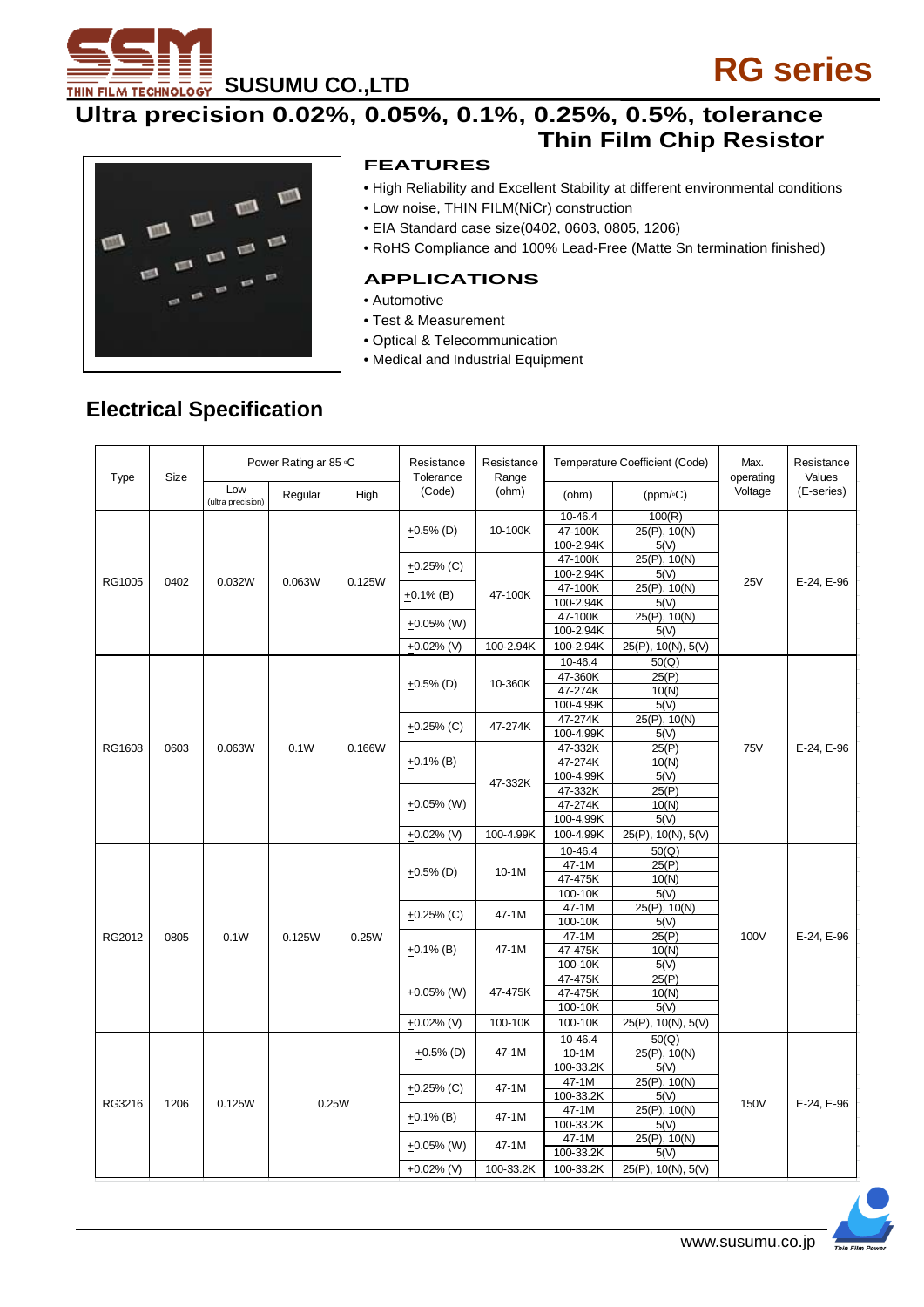# RG series

SUSUMU CO.,LTD

## Ultra precision 0.02%, 0.05%, 0.1%, 0.25%, 0.5%, tolerance Thin Film Chip Resistor

### FEATURES

- High Reliability and Excellent Stability at different environmental conditions
- Low noise, THIN FILM(NiCr) construction
- EIA Standard case size(0402, 0603, 0805, 1206)
- RoHS Compliance and 100% Lead-Free (Matte Sn termination finished)

### APPLICATIONS

- Automotive
- Test & Measurement
- Optical & Telecommunication
- Medical and Industrial Equipment

## Electrical Specification

| Type | Size | Power Rating ar 85 °C | | | Resistance Tolerance (Code) | Resistance Range (ohm) | Temperature Coefficient (Code) | | Max. operating Voltage | Resistance Values (E-series) |
|---|---|---|---|---|---|---|---|---|---|---|
| | | Low (ultra precision) | Regular | High | | | (ohm) | (ppm/°C) | | |
| RG1005 | 0402 | 0.032W | 0.063W | 0.125W | ±0.5% (D) | 10-100K | 10-46.4 | 100(R) | 25V | E-24, E-96 |
| | | | | | | | 47-100K | 25(P), 10(N) | | |
| | | | | | | | 100-2.94K | 5(V) | | |
| | | | | | ±0.25% (C) | 47-100K | 47-100K | 25(P), 10(N) | | |
| | | | | | | | 100-2.94K | 5(V) | | |
| | | | | | ±0.1% (B) | | 47-100K | 25(P), 10(N) | | |
| | | | | | | | 100-2.94K | 5(V) | | |
| | | | | | ±0.05% (W) | | 47-100K | 25(P), 10(N) | | |
| | | | | | | | 100-2.94K | 5(V) | | |
| | | | | | ±0.02% (V) | 100-2.94K | 100-2.94K | 25(P), 10(N), 5(V) | | |
| RG1608 | 0603 | 0.063W | 0.1W | 0.166W | ±0.5% (D) | 10-360K | 10-46.4 | 50(Q) | 75V | E-24, E-96 |
| | | | | | | | 47-360K | 25(P) | | |
| | | | | | | | 47-274K | 10(N) | | |
| | | | | | | | 100-4.99K | 5(V) | | |
| | | | | | ±0.25% (C) | 47-274K | 47-274K | 25(P), 10(N) | | |
| | | | | | | | 100-4.99K | 5(V) | | |
| | | | | | ±0.1% (B) | 47-332K | 47-332K | 25(P) | | |
| | | | | | | | 47-274K | 10(N) | | |
| | | | | | | | 100-4.99K | 5(V) | | |
| | | | | | ±0.05% (W) | | 47-332K | 25(P) | | |
| | | | | | | | 47-274K | 10(N) | | |
| | | | | | | | 100-4.99K | 5(V) | | |
| | | | | | ±0.02% (V) | 100-4.99K | 100-4.99K | 25(P), 10(N), 5(V) | | |
| RG2012 | 0805 | 0.1W | 0.125W | 0.25W | ±0.5% (D) | 10-1M | 10-46.4 | 50(Q) | 100V | E-24, E-96 |
| | | | | | | | 47-1M | 25(P) | | |
| | | | | | | | 47-475K | 10(N) | | |
| | | | | | | | 100-10K | 5(V) | | |
| | | | | | ±0.25% (C) | 47-1M | 47-1M | 25(P), 10(N) | | |
| | | | | | | | 100-10K | 5(V) | | |
| | | | | | ±0.1% (B) | 47-1M | 47-1M | 25(P) | | |
| | | | | | | | 47-475K | 10(N) | | |
| | | | | | | | 100-10K | 5(V) | | |
| | | | | | ±0.05% (W) | 47-475K | 47-475K | 25(P) | | |
| | | | | | | | 47-475K | 10(N) | | |
| | | | | | | | 100-10K | 5(V) | | |
| | | | | | ±0.02% (V) | 100-10K | 100-10K | 25(P), 10(N), 5(V) | | |
| RG3216 | 1206 | 0.125W | 0.25W | | ±0.5% (D) | 47-1M | 10-46.4 | 50(Q) | 150V | E-24, E-96 |
| | | | | | | | 10-1M | 25(P), 10(N) | | |
| | | | | | | | 100-33.2K | 5(V) | | |
| | | | | | ±0.25% (C) | 47-1M | 47-1M | 25(P), 10(N) | | |
| | | | | | | | 100-33.2K | 5(V) | | |
| | | | | | ±0.1% (B) | 47-1M | 47-1M | 25(P), 10(N) | | |
| | | | | | | | 100-33.2K | 5(V) | | |
| | | | | | ±0.05% (W) | 47-1M | 47-1M | 25(P), 10(N) | | |
| | | | | | | | 100-33.2K | 5(V) | | |
| | | | | | ±0.02% (V) | 100-33.2K | 100-33.2K | 25(P), 10(N), 5(V) | | |

www.susumu.co.jp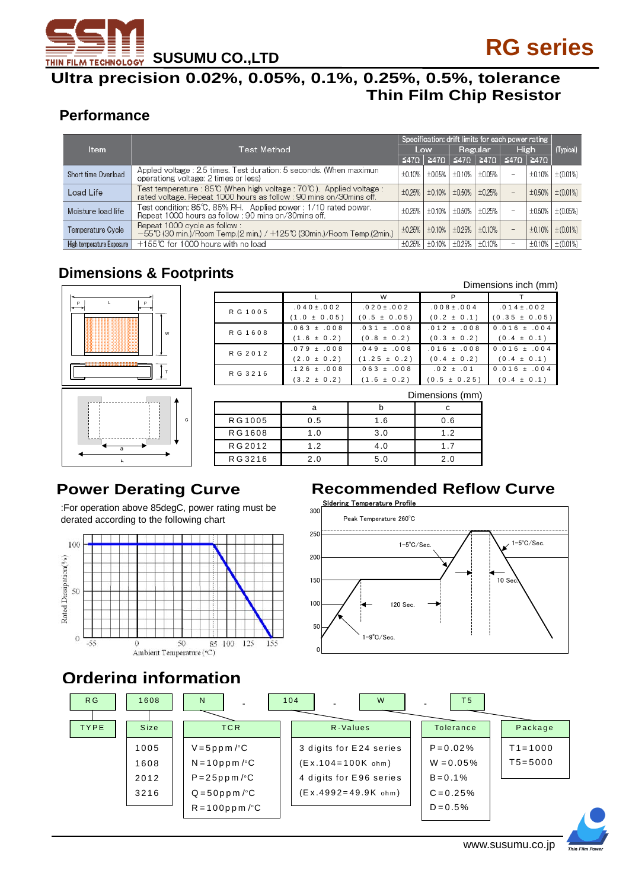# RG series

SUSUMU CO.,LTD

## Ultra precision 0.02%, 0.05%, 0.1%, 0.25%, 0.5%, tolerance Thin Film Chip Resistor

## Performance

| Item | Test Method | Specification: drift limits for each power rating | | | | | | (Typical) |
|---|---|---|---|---|---|---|---|---|
| | | Low | | Regular | | High | | |
| | | ≤47Ω | ≥47Ω | ≤47Ω | ≥47Ω | ≤47Ω | ≥47Ω | |
| Short time Overload | Appled voltage : 2.5 times. Test duration: 5 seconds. (When maximun operationg voltage: 2 times or less) | ±0.10% | ±0.05% | ±0.10% | ±0.05% | – | ±0.10% | ±(0.01%) |
| Load Life | Test temperature : 85℃ (When high voltage : 70℃). Applied voltage : rated voltage. Repeat 1000 hours as follow : 90 mins on/30mins off. | ±0.25% | ±0.10% | ±0.50% | ±0.25% | – | ±0.50% | ±(0.01%) |
| Moisture load life | Test condition: 85℃, 85% RH. Applied power : 1/10 rated power. Repeat 1000 hours as follow : 90 mins on/30mins off. | ±0.25% | ±0.10% | ±0.50% | ±0.25% | – | ±0.50% | ±(0.05%) |
| Temperature Cycle | Repeat 1000 cycle as follow : −55℃ (30 min.)/Room Temp.(2 min.) / +125℃ (30min.)/Room Temp.(2min.) | ±0.25% | ±0.10% | ±0.25% | ±0.10% | – | ±0.10% | ±(0.01%) |
| High temperature Exposure | +155℃ for 1000 hours with no load | ±0.25% | ±0.10% | ±0.25% | ±0.10% | – | ±0.10% | ±(0.01%) |

## Dimensions & Footprints

Dimensions inch (mm)

| | L | W | P | T |
|---|---|---|---|---|
| RG1005 | .040±.002 (1.0 ± 0.05) | .020±.002 (0.5 ± 0.05) | .008±.004 (0.2 ± 0.1) | .014±.002 (0.35 ± 0.05) |
| RG1608 | .063 ± .008 (1.6 ± 0.2) | .031 ± .008 (0.8 ± 0.2) | .012 ± .008 (0.3 ± 0.2) | 0.016 ± .004 (0.4 ± 0.1) |
| RG2012 | .079 ± .008 (2.0 ± 0.2) | .049 ± .008 (1.25 ± 0.2) | .016 ± .008 (0.4 ± 0.2) | 0.016 ± .004 (0.4 ± 0.1) |
| RG3216 | .126 ± .008 (3.2 ± 0.2) | .063 ± .008 (1.6 ± 0.2) | .02 ± .01 (0.5 ± 0.25) | 0.016 ± .004 (0.4 ± 0.1) |

Dimensions (mm)

| | a | b | c |
|---|---|---|---|
| RG1005 | 0.5 | 1.6 | 0.6 |
| RG1608 | 1.0 | 3.0 | 1.2 |
| RG2012 | 1.2 | 4.0 | 1.7 |
| RG3216 | 2.0 | 5.0 | 2.0 |

## Power Derating Curve

:For operation above 85degC, power rating must be derated according to the following chart

Rated Dissipation(%) vs Ambient Temperature (°C): -55, 0, 50, 85, 100, 125, 155

## Recommended Reflow Curve

Sldering Temperature Profile

Peak Temperature 260°C; 1-5°C/Sec.; 1-5°C/Sec.; 10 Sec.; 120 Sec.; 1-9°C/Sec.

## Ordering information

RG - 1608 - N - 104 - W - T5

| TYPE | Size | TCR | R-Values | Tolerance | Package |
|---|---|---|---|---|---|
| RG | 1005 | V=5ppm/°C | 3 digits for E24 series | P=0.02% | T1=1000 |
| | 1608 | N=10ppm/°C | (Ex.104=100K ohm) | W=0.05% | T5=5000 |
| | 2012 | P=25ppm/°C | 4 digits for E96 series | B=0.1% | |
| | 3216 | Q=50ppm/°C | (Ex.4992=49.9K ohm) | C=0.25% | |
| | | R=100ppm/°C | | D=0.5% | |

www.susumu.co.jp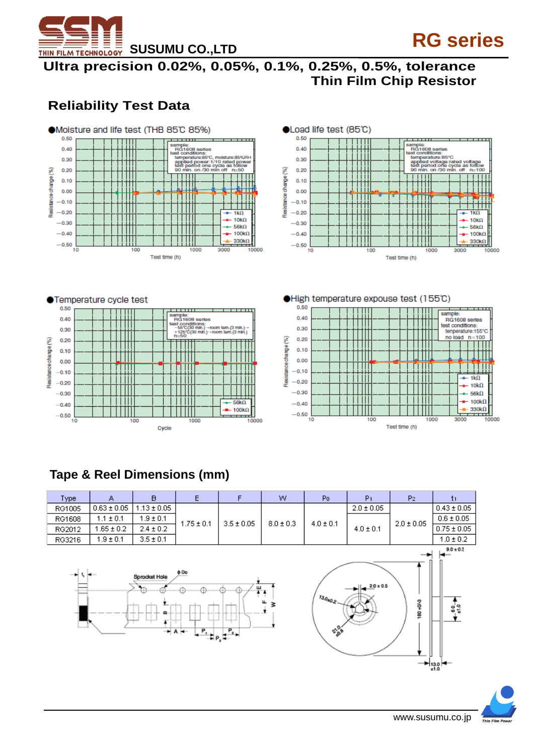SUSUMU CO.,LTD

# RG series

## Ultra precision 0.02%, 0.05%, 0.1%, 0.25%, 0.5%, tolerance Thin Film Chip Resistor

## Reliability Test Data

●Moisture and life test (THB 85℃ 85%)

sample: RG1608 series
test conditions: temperature:85℃, moisture:85%RH applied power:1/10 rated power test period one cycle as follow 90 min. on /30 min off n=50

1kΩ
10kΩ
56kΩ
100kΩ
330kΩ

Resistance change (%)
0.50 0.40 0.30 0.20 0.10 0.00 −0.10 −0.20 −0.30 −0.40 −0.50
10 100 1000 3000 10000
Test time (h)

●Load life test (85℃)

sample: RG1608 series
test conditions: temperature:85℃ applied voltage:rated voltage test period:one cycle as follow 90 min. on /30 min. off n=100

1kΩ
10kΩ
56kΩ
100kΩ
330kΩ

Resistance change (%)
0.50 0.40 0.30 0.20 0.10 0.00 −0.10 −0.20 −0.30 −0.40 −0.50
10 100 1000 3000 10000
Test time (h)

●Temperature cycle test

sample: RG1608 series
test conditions: −55℃(30 min.)→room tem.(3 min.)→ +125℃(30 min.)→room tem.(3 min.) n=50

56kΩ
100kΩ

Resistance change (%)
0.50 0.40 0.30 0.20 0.10 0.00 −0.10 −0.20 −0.30 −0.40 −0.50
10 100 1000 10000
Cycle

●High temperature expouse test (155℃)

sample: RG1608 series
test conditions: tenperature:155℃ no load n=100

1kΩ
10kΩ
56kΩ
100kΩ
330kΩ

Resistance change (%)
0.50 0.40 0.30 0.20 0.10 0.00 −0.10 −0.20 −0.30 −0.40 −0.50
10 100 1000 3000 10000
Test time (h)

## Tape & Reel Dimensions (mm)

| Type | A | B | E | F | W | $P_0$ | $P_1$ | $P_2$ | $t_1$ |
|---|---|---|---|---|---|---|---|---|---|
| RG1005 | 0.63 ± 0.05 | 1.13 ± 0.05 | 1.75 ± 0.1 | 3.5 ± 0.05 | 8.0 ± 0.3 | 4.0 ± 0.1 | 2.0 ± 0.05 | 2.0 ± 0.05 | 0.43 ± 0.05 |
| RG1608 | 1.1 ± 0.1 | 1.9 ± 0.1 | | | | | 4.0 ± 0.1 | | 0.6 ± 0.05 |
| RG2012 | 1.65 ± 0.2 | 2.4 ± 0.2 | | | | | | | 0.75 ± 0.05 |
| RG3216 | 1.9 ± 0.1 | 3.5 ± 0.1 | | | | | | | 1.0 ± 0.2 |

$t_1$
Sprocket Hole
ϕ Do
E
F
W
B
A
$P_1$
$P_2$
$P_0$

9.0 ± 0.5
2.0 ± 0.5
13.0±0.2
21.0 ±0.8
180 +0/-3
60 ±1.0
13.0 ±1.0

www.susumu.co.jp